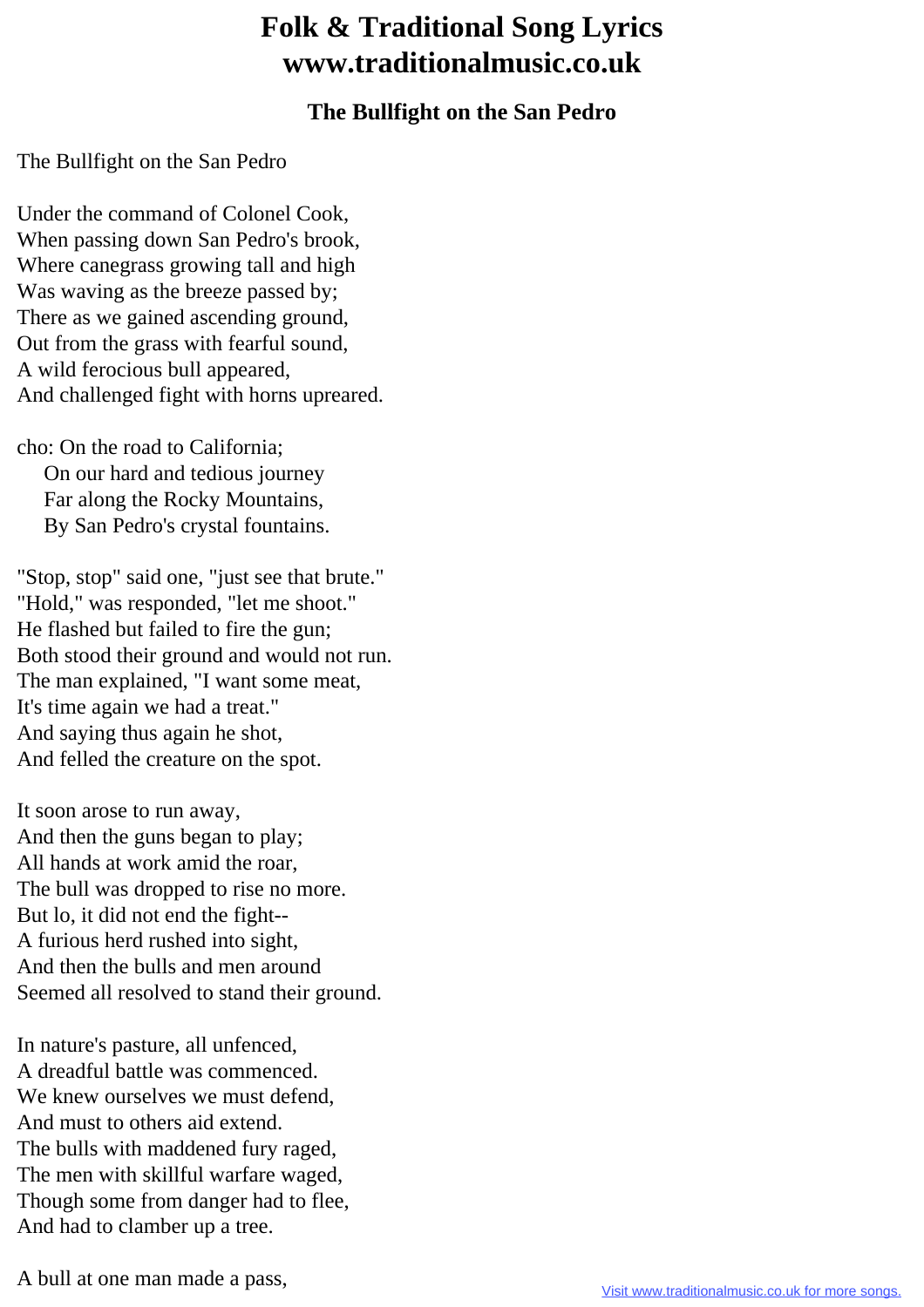# Folk & Traditional Song Lyrics
# www.traditionalmusic.co.uk

## The Bullfight on the San Pedro

The Bullfight on the San Pedro

Under the command of Colonel Cook,
When passing down San Pedro's brook,
Where canegrass growing tall and high
Was waving as the breeze passed by;
There as we gained ascending ground,
Out from the grass with fearful sound,
A wild ferocious bull appeared,
And challenged fight with horns upreared.

cho: On the road to California;
    On our hard and tedious journey
    Far along the Rocky Mountains,
    By San Pedro's crystal fountains.

"Stop, stop" said one, "just see that brute."
"Hold," was responded, "let me shoot."
He flashed but failed to fire the gun;
Both stood their ground and would not run.
The man explained, "I want some meat,
It's time again we had a treat."
And saying thus again he shot,
And felled the creature on the spot.

It soon arose to run away,
And then the guns began to play;
All hands at work amid the roar,
The bull was dropped to rise no more.
But lo, it did not end the fight--
A furious herd rushed into sight,
And then the bulls and men around
Seemed all resolved to stand their ground.

In nature's pasture, all unfenced,
A dreadful battle was commenced.
We knew ourselves we must defend,
And must to others aid extend.
The bulls with maddened fury raged,
The men with skillful warfare waged,
Though some from danger had to flee,
And had to clamber up a tree.

A bull at one man made a pass,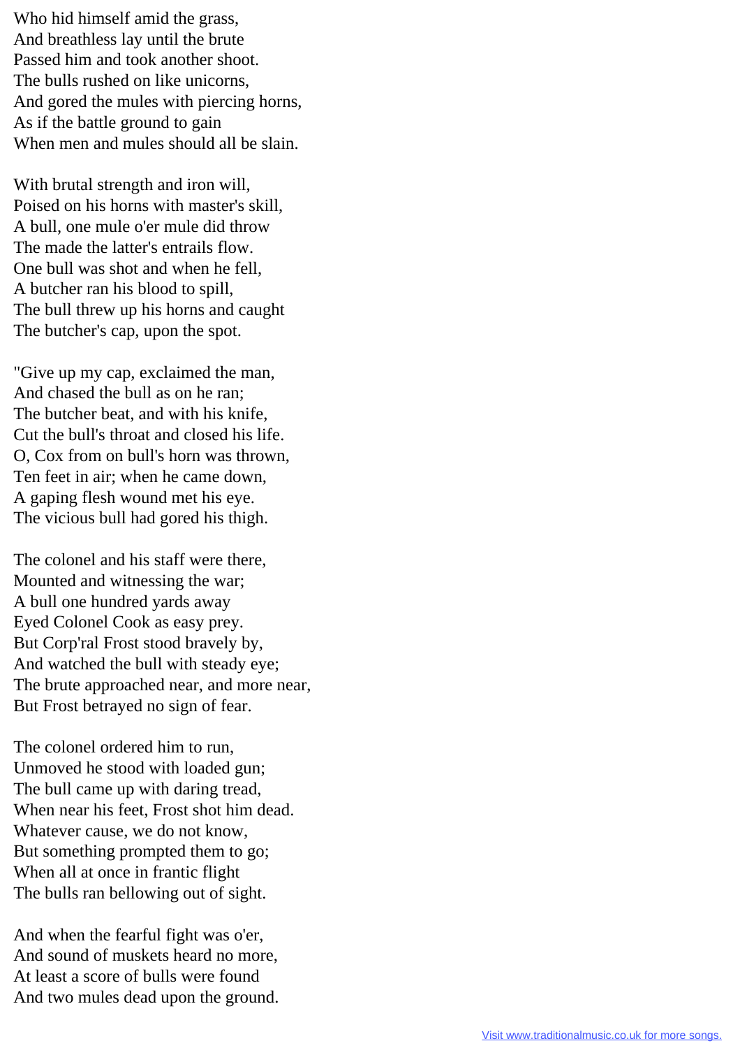Who hid himself amid the grass,
And breathless lay until the brute
Passed him and took another shoot.
The bulls rushed on like unicorns,
And gored the mules with piercing horns,
As if the battle ground to gain
When men and mules should all be slain.

With brutal strength and iron will,
Poised on his horns with master's skill,
A bull, one mule o'er mule did throw
The made the latter's entrails flow.
One bull was shot and when he fell,
A butcher ran his blood to spill,
The bull threw up his horns and caught
The butcher's cap, upon the spot.

"Give up my cap, exclaimed the man,
And chased the bull as on he ran;
The butcher beat, and with his knife,
Cut the bull's throat and closed his life.
O, Cox from on bull's horn was thrown,
Ten feet in air; when he came down,
A gaping flesh wound met his eye.
The vicious bull had gored his thigh.

The colonel and his staff were there,
Mounted and witnessing the war;
A bull one hundred yards away
Eyed Colonel Cook as easy prey.
But Corp'ral Frost stood bravely by,
And watched the bull with steady eye;
The brute approached near, and more near,
But Frost betrayed no sign of fear.

The colonel ordered him to run,
Unmoved he stood with loaded gun;
The bull came up with daring tread,
When near his feet, Frost shot him dead.
Whatever cause, we do not know,
But something prompted them to go;
When all at once in frantic flight
The bulls ran bellowing out of sight.

And when the fearful fight was o'er,
And sound of muskets heard no more,
At least a score of bulls were found
And two mules dead upon the ground.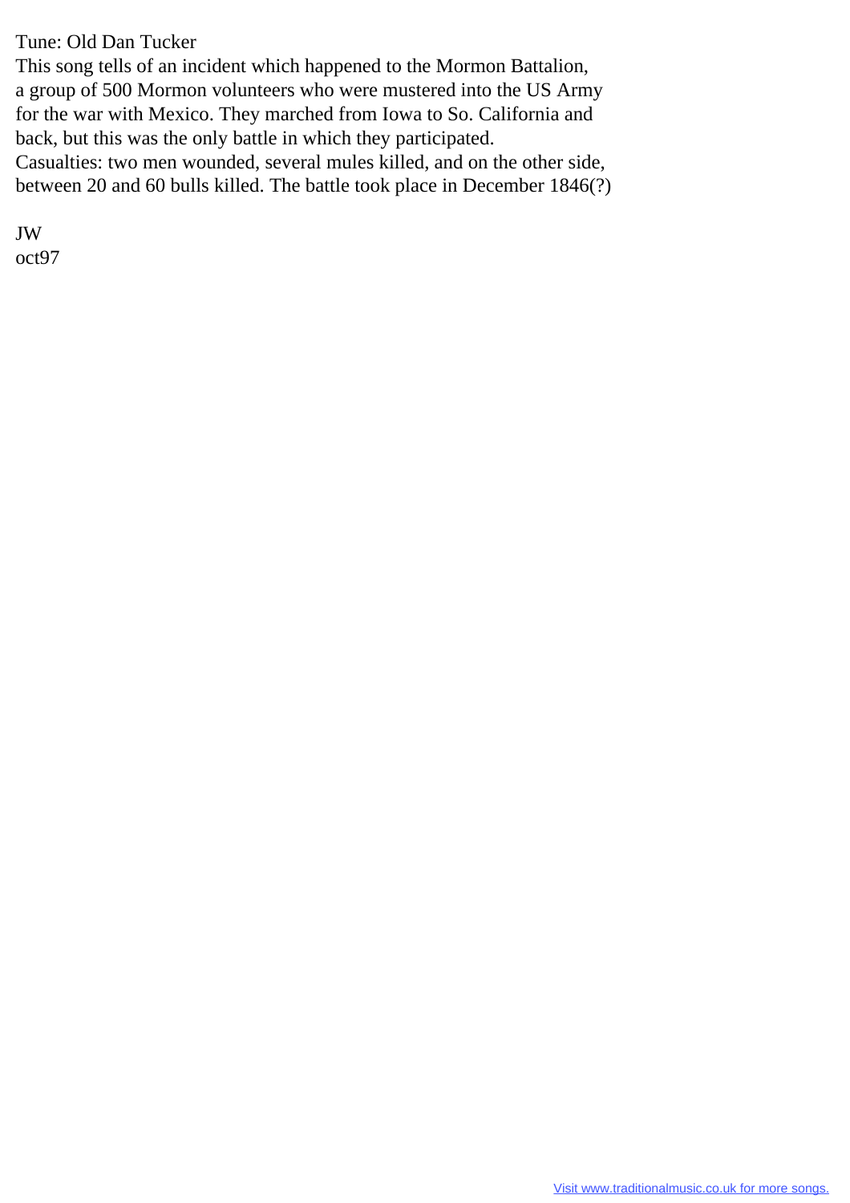Tune: Old Dan Tucker
This song tells of an incident which happened to the Mormon Battalion, a group of 500 Mormon volunteers who were mustered into the US Army for the war with Mexico. They marched from Iowa to So. California and back, but this was the only battle in which they participated.
Casualties: two men wounded, several mules killed, and on the other side, between 20 and 60 bulls killed. The battle took place in December 1846(?)

JW
oct97